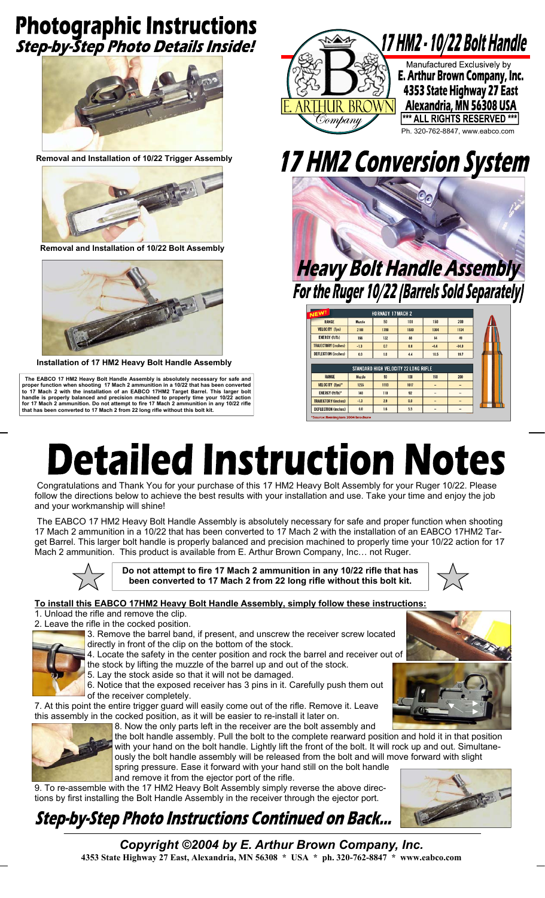# Photographic Instructions

***Step-by-Step Photo Details Inside!***

**Removal and Installation of 10/22 Trigger Assembly**

**Removal and Installation of 10/22 Bolt Assembly**

**Installation of 17 HM2 Heavy Bolt Handle Assembly**

**The EABCO 17 HM2 Heavy Bolt Handle Assembly is absolutely necessary for safe and proper function when shooting 17 Mach 2 ammunition in a 10/22 that has been converted to 17 Mach 2 with the installation of an EABCO 17HM2 Target Barrel. This larger bolt handle is properly balanced and precision machined to properly time your 10/22 action for 17 Mach 2 ammunition. Do not attempt to fire 17 Mach 2 ammunition in any 10/22 rifle that has been converted to 17 Mach 2 from 22 long rifle without this bolt kit.**

## *17 HM2 - 10/22 Bolt Handle*

Manufactured Exclusively by
**E. Arthur Brown Company, Inc.**
**4353 State Highway 27 East**
**Alexandria, MN 56308 USA**
**\*\*\* ALL RIGHTS RESERVED \*\*\***
Ph. 320-762-8847, www.eabco.com

# *17 HM2 Conversion System*

## *Heavy Bolt Handle Assembly*
## *For the Ruger 10/22 (Barrels Sold Separately)*

NEW!

| HORNADY 17 MACH 2 | | | | | |
|---|---|---|---|---|---|
| RANGE | Muzzle | 50 | 100 | 150 | 200 |
| VELOCITY (fps) | 2100 | 1799 | 1530 | 1304 | 1134 |
| ENERGY (ft/lb) | 166 | 122 | 88 | 64 | 49 |
| TRAJECTORY (inches) | -1.3 | 0.7 | 0.0 | -4.4 | -14.0 |
| DEFLECTION (inches) | 0.0 | 1.0 | 4.4 | 10.5 | 19.7 |

| STANDARD HIGH VELOCITY 22 LONG RIFLE | | | | | |
|---|---|---|---|---|---|
| RANGE | Muzzle | 50 | 100 | 150 | 200 |
| VELOCITY (fps)* | 1255 | 1113 | 1017 | – | – |
| ENERGY (ft/lb)* | 140 | 110 | 92 | – | – |
| TRAJECTORY (inches) | -1.3 | 2.8 | 0.0 | – | – |
| DEFLECTION (inches) | 0.0 | 1.6 | 5.5 | – | – |

*Source: Remington 2004 brochure

# Detailed Instruction Notes

Congratulations and Thank You for your purchase of this 17 HM2 Heavy Bolt Assembly for your Ruger 10/22. Please follow the directions below to achieve the best results with your installation and use. Take your time and enjoy the job and your workmanship will shine!

The EABCO 17 HM2 Heavy Bolt Handle Assembly is absolutely necessary for safe and proper function when shooting 17 Mach 2 ammunition in a 10/22 that has been converted to 17 Mach 2 with the installation of an EABCO 17HM2 Target Barrel. This larger bolt handle is properly balanced and precision machined to properly time your 10/22 action for 17 Mach 2 ammunition. This product is available from E. Arthur Brown Company, Inc… not Ruger.

**Do not attempt to fire 17 Mach 2 ammunition in any 10/22 rifle that has been converted to 17 Mach 2 from 22 long rifle without this bolt kit.**

**<u>To install this EABCO 17HM2 Heavy Bolt Handle Assembly, simply follow these instructions:</u>**

1. Unload the rifle and remove the clip.
2. Leave the rifle in the cocked position.
3. Remove the barrel band, if present, and unscrew the receiver screw located directly in front of the clip on the bottom of the stock.
4. Locate the safety in the center position and rock the barrel and receiver out of the stock by lifting the muzzle of the barrel up and out of the stock.
5. Lay the stock aside so that it will not be damaged.
6. Notice that the exposed receiver has 3 pins in it. Carefully push them out of the receiver completely.
7. At this point the entire trigger guard will easily come out of the rifle. Remove it. Leave this assembly in the cocked position, as it will be easier to re-install it later on.
8. Now the only parts left in the receiver are the bolt assembly and the bolt handle assembly. Pull the bolt to the complete rearward position and hold it in that position with your hand on the bolt handle. Lightly lift the front of the bolt. It will rock up and out. Simultaneously the bolt handle assembly will be released from the bolt and will move forward with slight spring pressure. Ease it forward with your hand still on the bolt handle and remove it from the ejector port of the rifle.
9. To re-assemble with the 17 HM2 Heavy Bolt Assembly simply reverse the above directions by first installing the Bolt Handle Assembly in the receiver through the ejector port.

## *Step-by-Step Photo Instructions Continued on Back...*

***Copyright ©2004 by E. Arthur Brown Company, Inc.***
**4353 State Highway 27 East, Alexandria, MN 56308 \* USA \* ph. 320-762-8847 \* www.eabco.com**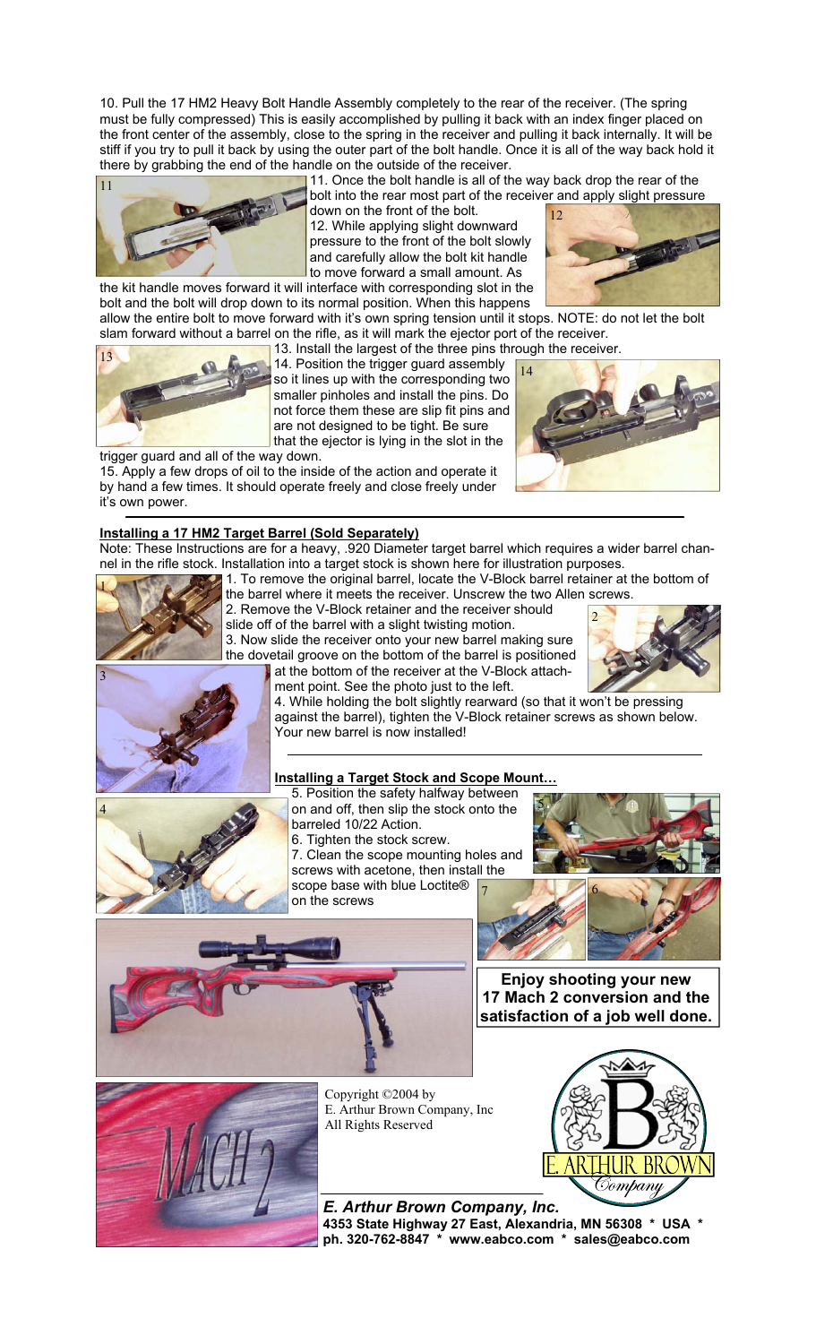10. Pull the 17 HM2 Heavy Bolt Handle Assembly completely to the rear of the receiver. (The spring must be fully compressed) This is easily accomplished by pulling it back with an index finger placed on the front center of the assembly, close to the spring in the receiver and pulling it back internally. It will be stiff if you try to pull it back by using the outer part of the bolt handle. Once it is all of the way back hold it there by grabbing the end of the handle on the outside of the receiver.

11. Once the bolt handle is all of the way back drop the rear of the bolt into the rear most part of the receiver and apply slight pressure down on the front of the bolt.

12. While applying slight downward pressure to the front of the bolt slowly and carefully allow the bolt kit handle to move forward a small amount. As the kit handle moves forward it will interface with corresponding slot in the bolt and the bolt will drop down to its normal position. When this happens allow the entire bolt to move forward with it's own spring tension until it stops. NOTE: do not let the bolt slam forward without a barrel on the rifle, as it will mark the ejector port of the receiver.

13. Install the largest of the three pins through the receiver.

14. Position the trigger guard assembly so it lines up with the corresponding two smaller pinholes and install the pins. Do not force them these are slip fit pins and are not designed to be tight. Be sure that the ejector is lying in the slot in the trigger guard and all of the way down.

15. Apply a few drops of oil to the inside of the action and operate it by hand a few times. It should operate freely and close freely under it's own power.

## Installing a 17 HM2 Target Barrel (Sold Separately)

Note: These Instructions are for a heavy, .920 Diameter target barrel which requires a wider barrel channel in the rifle stock. Installation into a target stock is shown here for illustration purposes.

1. To remove the original barrel, locate the V-Block barrel retainer at the bottom of the barrel where it meets the receiver. Unscrew the two Allen screws.
2. Remove the V-Block retainer and the receiver should slide off of the barrel with a slight twisting motion.
3. Now slide the receiver onto your new barrel making sure the dovetail groove on the bottom of the barrel is positioned at the bottom of the receiver at the V-Block attachment point. See the photo just to the left.
4. While holding the bolt slightly rearward (so that it won't be pressing against the barrel), tighten the V-Block retainer screws as shown below. Your new barrel is now installed!

## Installing a Target Stock and Scope Mount…

5. Position the safety halfway between on and off, then slip the stock onto the barreled 10/22 Action.
6. Tighten the stock screw.
7. Clean the scope mounting holes and screws with acetone, then install the scope base with blue Loctite® on the screws

**Enjoy shooting your new 17 Mach 2 conversion and the satisfaction of a job well done.**

Copyright ©2004 by
E. Arthur Brown Company, Inc
All Rights Reserved

***E. Arthur Brown Company, Inc.***
**4353 State Highway 27 East, Alexandria, MN 56308 * USA * ph. 320-762-8847 * www.eabco.com * sales@eabco.com**